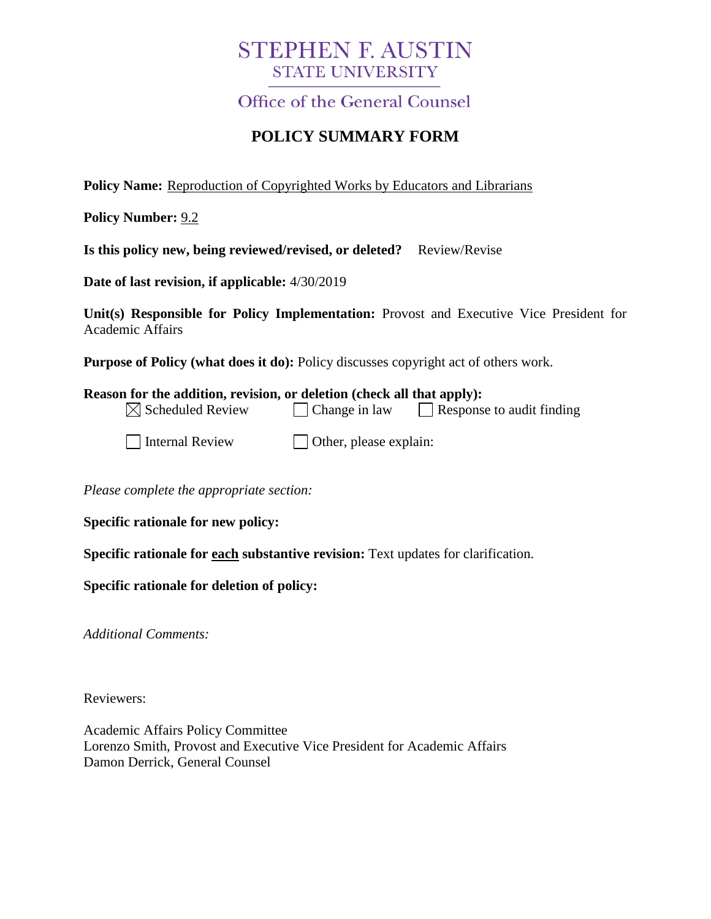# STEPHEN F. AUSTIN
## STATE UNIVERSITY

Office of the General Counsel

## POLICY SUMMARY FORM

**Policy Name:** Reproduction of Copyrighted Works by Educators and Librarians

**Policy Number:** 9.2

**Is this policy new, being reviewed/revised, or deleted?** Review/Revise

**Date of last revision, if applicable:** 4/30/2019

**Unit(s) Responsible for Policy Implementation:** Provost and Executive Vice President for Academic Affairs

**Purpose of Policy (what does it do):** Policy discusses copyright act of others work.

**Reason for the addition, revision, or deletion (check all that apply):**

- [x] Scheduled Review
- [ ] Change in law
- [ ] Response to audit finding
- [ ] Internal Review
- [ ] Other, please explain:

*Please complete the appropriate section:*

**Specific rationale for new policy:**

**Specific rationale for each substantive revision:** Text updates for clarification.

**Specific rationale for deletion of policy:**

*Additional Comments:*

Reviewers:

Academic Affairs Policy Committee
Lorenzo Smith, Provost and Executive Vice President for Academic Affairs
Damon Derrick, General Counsel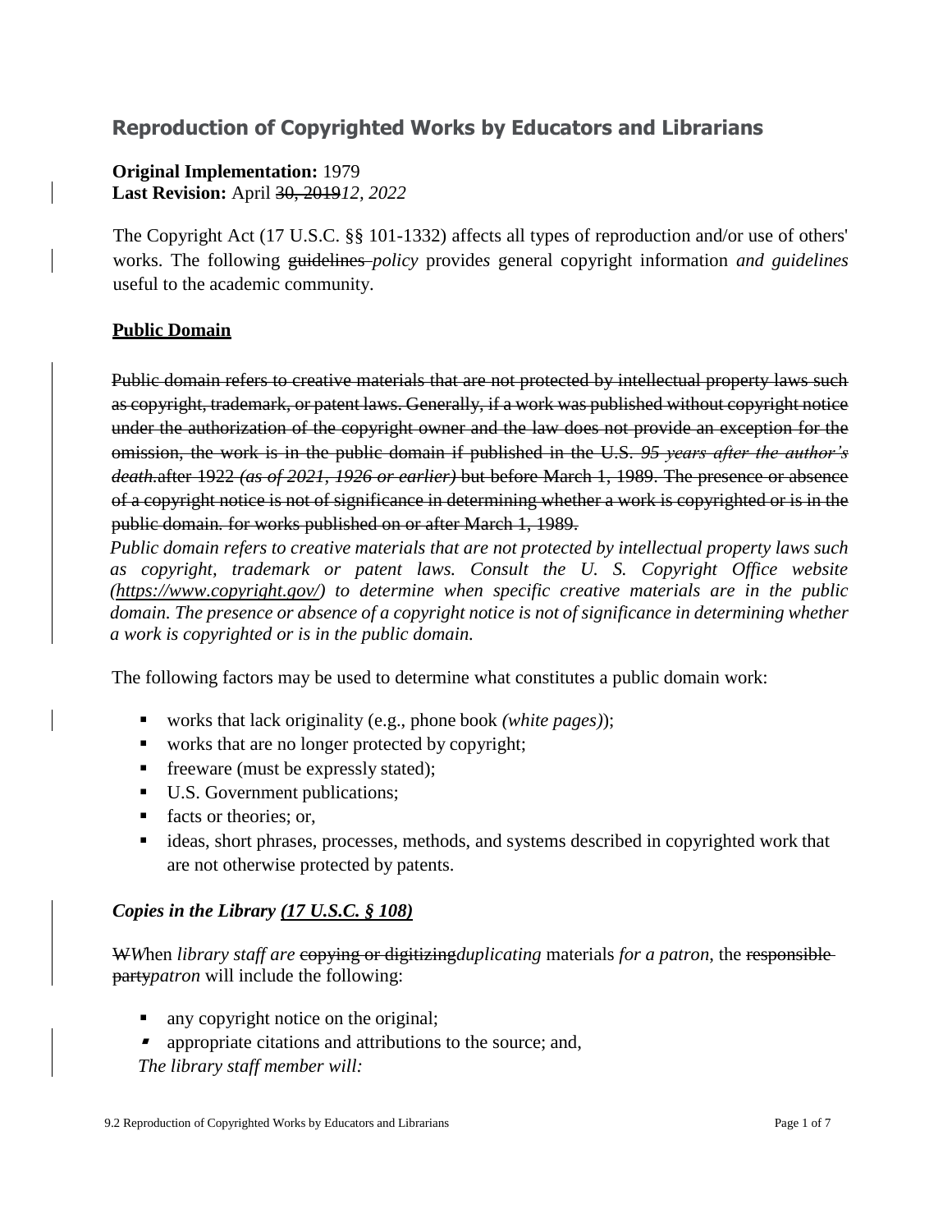## Reproduction of Copyrighted Works by Educators and Librarians

**Original Implementation:** 1979
**Last Revision:** April ~~30, 2019~~*12, 2022*

The Copyright Act (17 U.S.C. §§ 101-1332) affects all types of reproduction and/or use of others' works. The following ~~guidelines~~ *policy* provide*s* general copyright information *and guidelines* useful to the academic community.

### **Public Domain**

~~Public domain refers to creative materials that are not protected by intellectual property laws such as copyright, trademark, or patent laws. Generally, if a work was published without copyright notice under the authorization of the copyright owner and the law does not provide an exception for the omission, the work is in the public domain if published in the U.S. *95 years after the author's death.*after 1922 *(as of 2021, 1926 or earlier)* but before March 1, 1989. The presence or absence of a copyright notice is not of significance in determining whether a work is copyrighted or is in the public domain. for works published on or after March 1, 1989.~~

*Public domain refers to creative materials that are not protected by intellectual property laws such as copyright, trademark or patent laws. Consult the U. S. Copyright Office website (https://www.copyright.gov/) to determine when specific creative materials are in the public domain. The presence or absence of a copyright notice is not of significance in determining whether a work is copyrighted or is in the public domain.*

The following factors may be used to determine what constitutes a public domain work:

- works that lack originality (e.g., phone book *(white pages)*);
- works that are no longer protected by copyright;
- freeware (must be expressly stated);
- U.S. Government publications;
- facts or theories; or,
- ideas, short phrases, processes, methods, and systems described in copyrighted work that are not otherwise protected by patents.

### *Copies in the Library (17 U.S.C. § 108)*

~~W~~*W*hen *library staff are* ~~copying or digitizing~~*duplicating* materials *for a patron*, the ~~responsible party~~*patron* will include the following:

- any copyright notice on the original;
- appropriate citations and attributions to the source; and,

*The library staff member will:*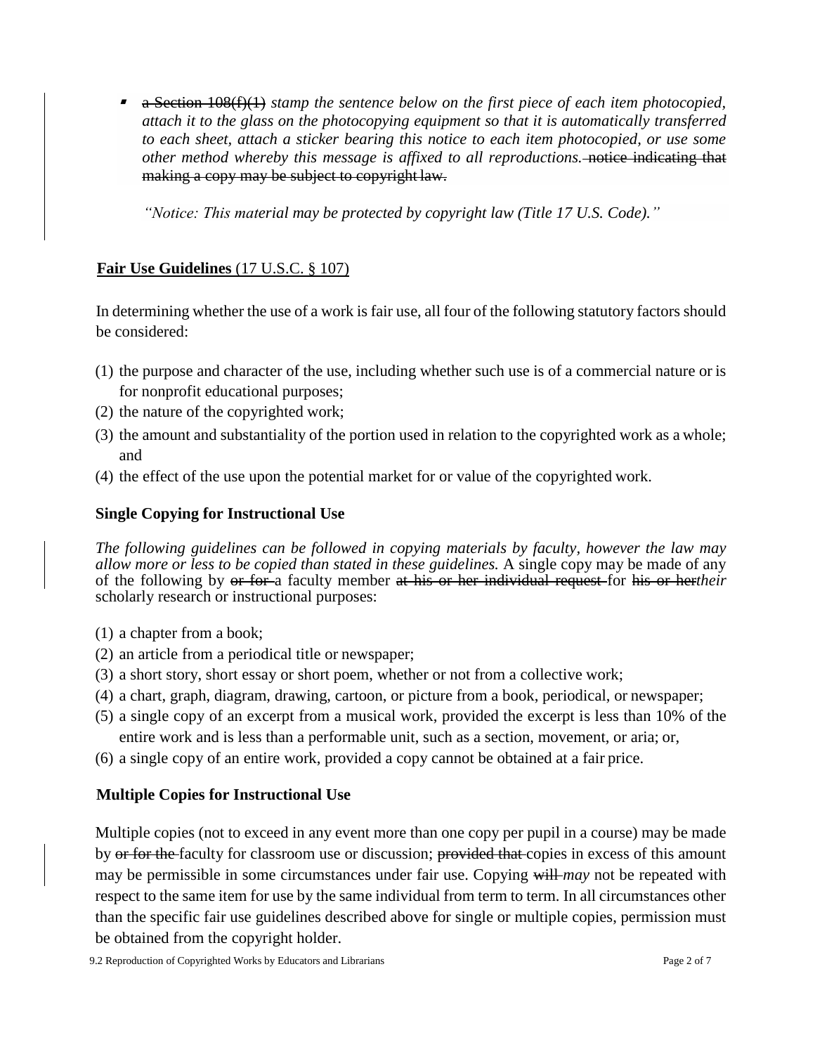- ~~a Section 108(f)(1)~~ *stamp the sentence below on the first piece of each item photocopied, attach it to the glass on the photocopying equipment so that it is automatically transferred to each sheet, attach a sticker bearing this notice to each item photocopied, or use some other method whereby this message is affixed to all reproductions.* ~~notice indicating that making a copy may be subject to copyright law.~~

  *"Notice: This material may be protected by copyright law (Title 17 U.S. Code)."*

## **Fair Use Guidelines** (17 U.S.C. § 107)

In determining whether the use of a work is fair use, all four of the following statutory factors should be considered:

(1) the purpose and character of the use, including whether such use is of a commercial nature or is for nonprofit educational purposes;
(2) the nature of the copyrighted work;
(3) the amount and substantiality of the portion used in relation to the copyrighted work as a whole; and
(4) the effect of the use upon the potential market for or value of the copyrighted work.

### Single Copying for Instructional Use

*The following guidelines can be followed in copying materials by faculty, however the law may allow more or less to be copied than stated in these guidelines.* A single copy may be made of any of the following by ~~or for~~ a faculty member ~~at his or her individual request~~ for ~~his or her~~*their* scholarly research or instructional purposes:

(1) a chapter from a book;
(2) an article from a periodical title or newspaper;
(3) a short story, short essay or short poem, whether or not from a collective work;
(4) a chart, graph, diagram, drawing, cartoon, or picture from a book, periodical, or newspaper;
(5) a single copy of an excerpt from a musical work, provided the excerpt is less than 10% of the entire work and is less than a performable unit, such as a section, movement, or aria; or,
(6) a single copy of an entire work, provided a copy cannot be obtained at a fair price.

### Multiple Copies for Instructional Use

Multiple copies (not to exceed in any event more than one copy per pupil in a course) may be made by ~~or for the~~ faculty for classroom use or discussion; ~~provided that~~ copies in excess of this amount may be permissible in some circumstances under fair use. Copying ~~will~~ *may* not be repeated with respect to the same item for use by the same individual from term to term. In all circumstances other than the specific fair use guidelines described above for single or multiple copies, permission must be obtained from the copyright holder.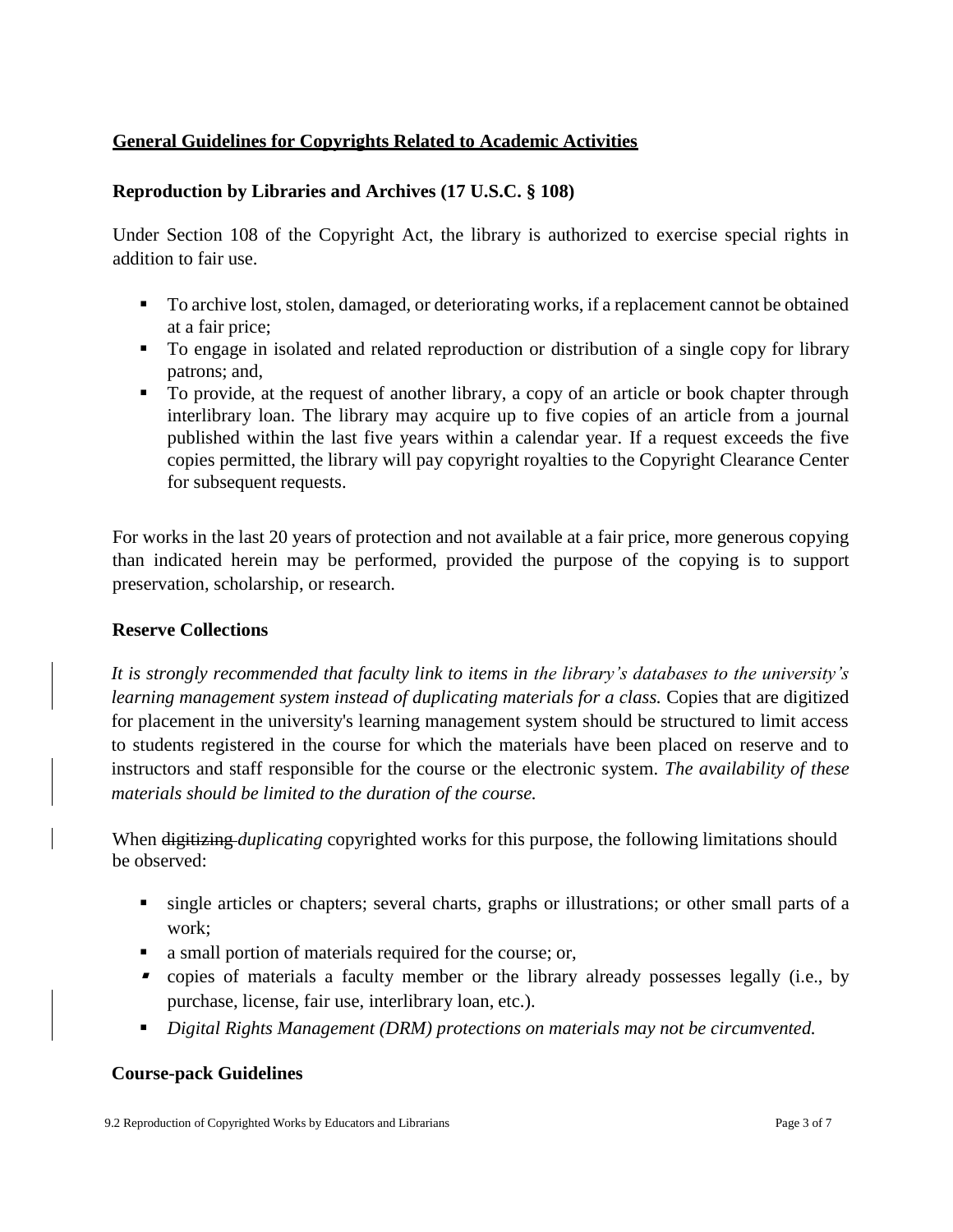## General Guidelines for Copyrights Related to Academic Activities

### Reproduction by Libraries and Archives (17 U.S.C. § 108)

Under Section 108 of the Copyright Act, the library is authorized to exercise special rights in addition to fair use.

- To archive lost, stolen, damaged, or deteriorating works, if a replacement cannot be obtained at a fair price;
- To engage in isolated and related reproduction or distribution of a single copy for library patrons; and,
- To provide, at the request of another library, a copy of an article or book chapter through interlibrary loan. The library may acquire up to five copies of an article from a journal published within the last five years within a calendar year. If a request exceeds the five copies permitted, the library will pay copyright royalties to the Copyright Clearance Center for subsequent requests.

For works in the last 20 years of protection and not available at a fair price, more generous copying than indicated herein may be performed, provided the purpose of the copying is to support preservation, scholarship, or research.

### Reserve Collections

*It is strongly recommended that faculty link to items in the library's databases to the university's learning management system instead of duplicating materials for a class.* Copies that are digitized for placement in the university's learning management system should be structured to limit access to students registered in the course for which the materials have been placed on reserve and to instructors and staff responsible for the course or the electronic system. *The availability of these materials should be limited to the duration of the course.*

When ~~digitizing~~ *duplicating* copyrighted works for this purpose, the following limitations should be observed:

- single articles or chapters; several charts, graphs or illustrations; or other small parts of a work;
- a small portion of materials required for the course; or,
- copies of materials a faculty member or the library already possesses legally (i.e., by purchase, license, fair use, interlibrary loan, etc.).
- *Digital Rights Management (DRM) protections on materials may not be circumvented.*

### Course-pack Guidelines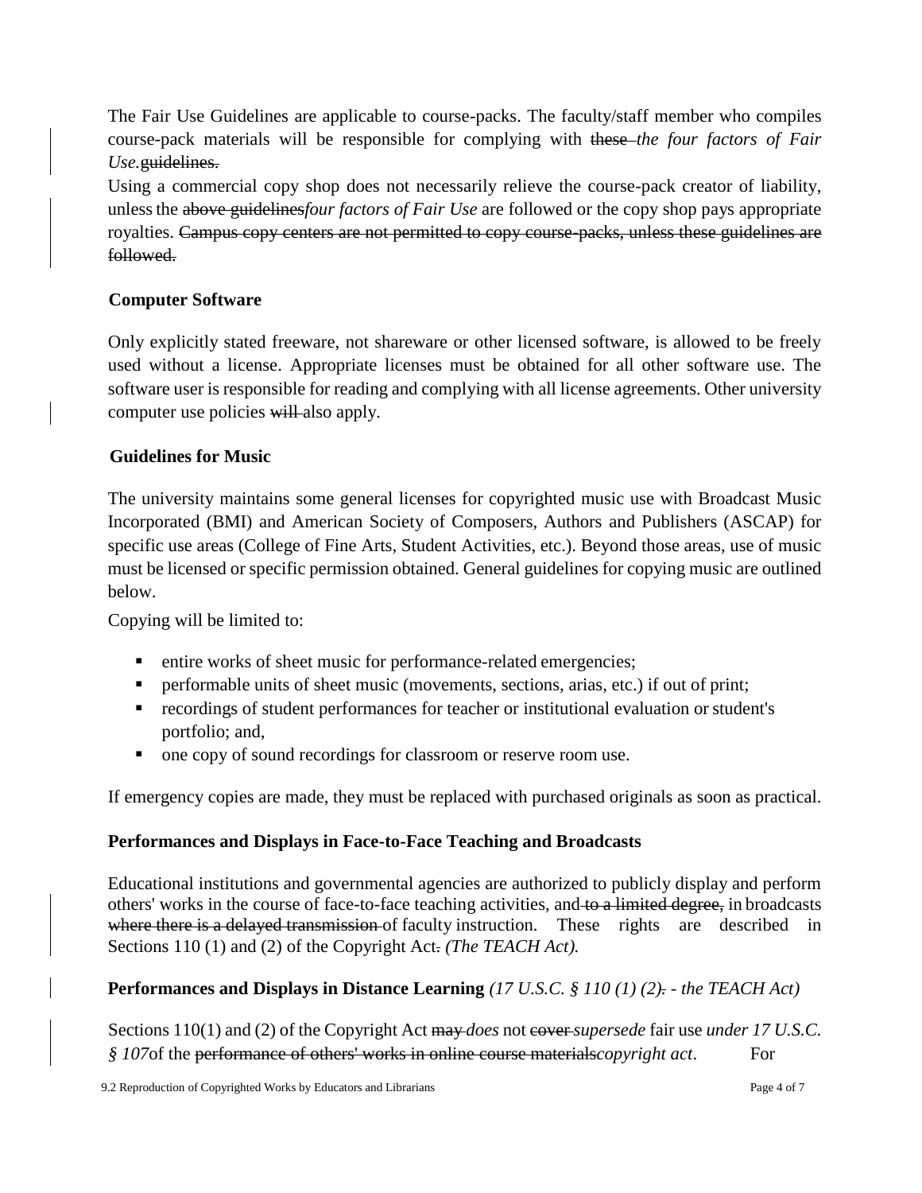The Fair Use Guidelines are applicable to course-packs. The faculty/staff member who compiles course-pack materials will be responsible for complying with ~~these~~ *the four factors of Fair Use.* ~~guidelines.~~

Using a commercial copy shop does not necessarily relieve the course-pack creator of liability, unless the ~~above guidelines~~*four factors of Fair Use* are followed or the copy shop pays appropriate royalties. ~~Campus copy centers are not permitted to copy course-packs, unless these guidelines are followed.~~

### Computer Software

Only explicitly stated freeware, not shareware or other licensed software, is allowed to be freely used without a license. Appropriate licenses must be obtained for all other software use. The software user is responsible for reading and complying with all license agreements. Other university computer use policies ~~will~~ also apply.

### Guidelines for Music

The university maintains some general licenses for copyrighted music use with Broadcast Music Incorporated (BMI) and American Society of Composers, Authors and Publishers (ASCAP) for specific use areas (College of Fine Arts, Student Activities, etc.). Beyond those areas, use of music must be licensed or specific permission obtained. General guidelines for copying music are outlined below.

Copying will be limited to:

- entire works of sheet music for performance-related emergencies;
- performable units of sheet music (movements, sections, arias, etc.) if out of print;
- recordings of student performances for teacher or institutional evaluation or student's portfolio; and,
- one copy of sound recordings for classroom or reserve room use.

If emergency copies are made, they must be replaced with purchased originals as soon as practical.

### Performances and Displays in Face-to-Face Teaching and Broadcasts

Educational institutions and governmental agencies are authorized to publicly display and perform others' works in the course of face-to-face teaching activities, and ~~to a limited degree,~~ in broadcasts ~~where there is a delayed transmission~~ of faculty instruction. These rights are described in Sections 110 (1) and (2) of the Copyright Act~~.~~ *(The TEACH Act).*

### Performances and Displays in Distance Learning *(17 U.S.C. § 110 (1) (2)~~.~~ - the TEACH Act)*

Sections 110(1) and (2) of the Copyright Act ~~may~~ *does* not ~~cover~~ *supersede* fair use *under 17 U.S.C. § 107* of the ~~performance of others' works in online course materials~~*copyright act*. For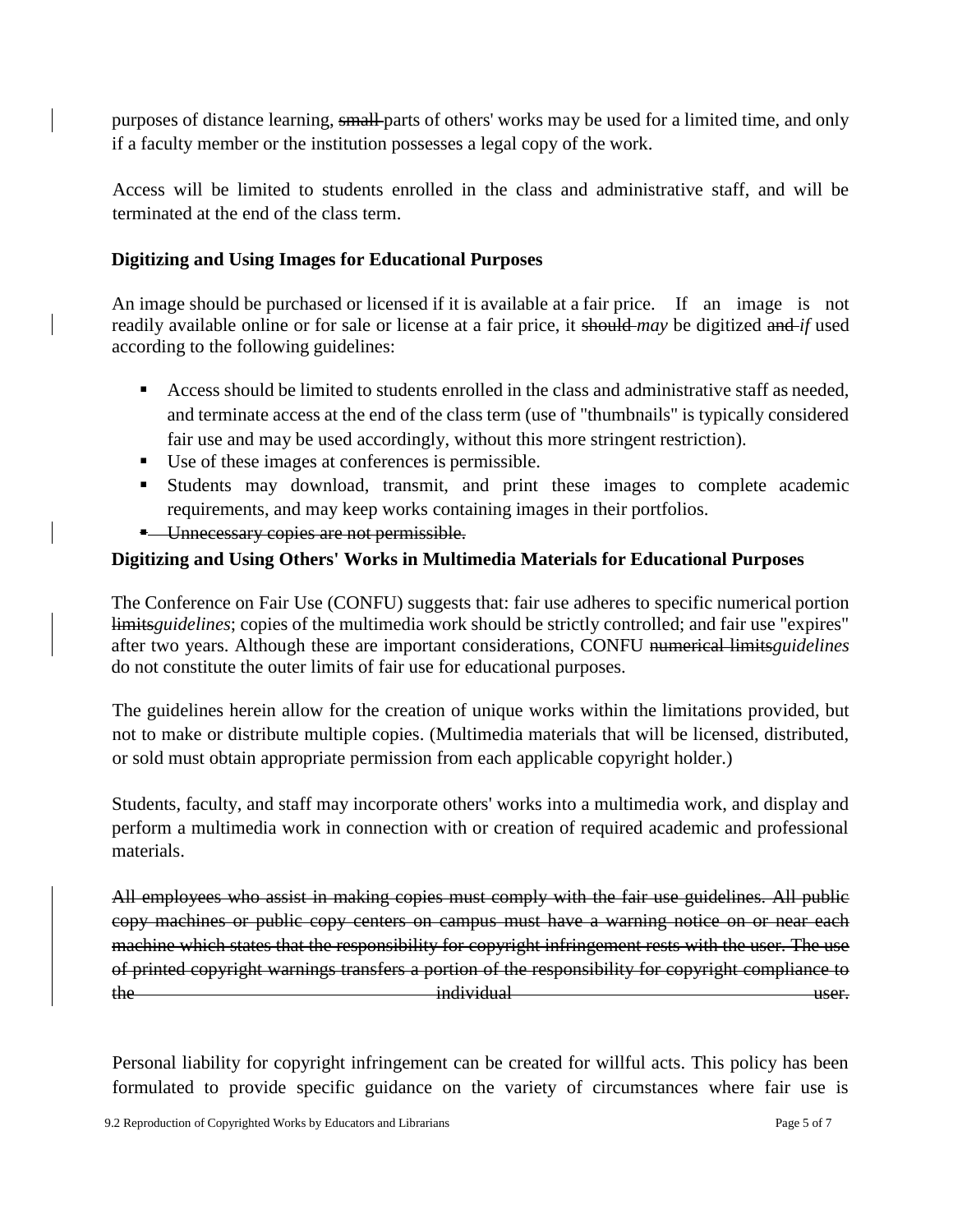purposes of distance learning, ~~small~~ parts of others' works may be used for a limited time, and only if a faculty member or the institution possesses a legal copy of the work.

Access will be limited to students enrolled in the class and administrative staff, and will be terminated at the end of the class term.

**Digitizing and Using Images for Educational Purposes**

An image should be purchased or licensed if it is available at a fair price. If an image is not readily available online or for sale or license at a fair price, it ~~should~~ *may* be digitized ~~and~~ *if* used according to the following guidelines:

- Access should be limited to students enrolled in the class and administrative staff as needed, and terminate access at the end of the class term (use of "thumbnails" is typically considered fair use and may be used accordingly, without this more stringent restriction).
- Use of these images at conferences is permissible.
- Students may download, transmit, and print these images to complete academic requirements, and may keep works containing images in their portfolios.
- ~~Unnecessary copies are not permissible.~~

**Digitizing and Using Others' Works in Multimedia Materials for Educational Purposes**

The Conference on Fair Use (CONFU) suggests that: fair use adheres to specific numerical portion ~~limits~~*guidelines*; copies of the multimedia work should be strictly controlled; and fair use "expires" after two years. Although these are important considerations, CONFU ~~numerical limits~~*guidelines* do not constitute the outer limits of fair use for educational purposes.

The guidelines herein allow for the creation of unique works within the limitations provided, but not to make or distribute multiple copies. (Multimedia materials that will be licensed, distributed, or sold must obtain appropriate permission from each applicable copyright holder.)

Students, faculty, and staff may incorporate others' works into a multimedia work, and display and perform a multimedia work in connection with or creation of required academic and professional materials.

~~All employees who assist in making copies must comply with the fair use guidelines. All public copy machines or public copy centers on campus must have a warning notice on or near each machine which states that the responsibility for copyright infringement rests with the user. The use of printed copyright warnings transfers a portion of the responsibility for copyright compliance to the individual user.~~

Personal liability for copyright infringement can be created for willful acts. This policy has been formulated to provide specific guidance on the variety of circumstances where fair use is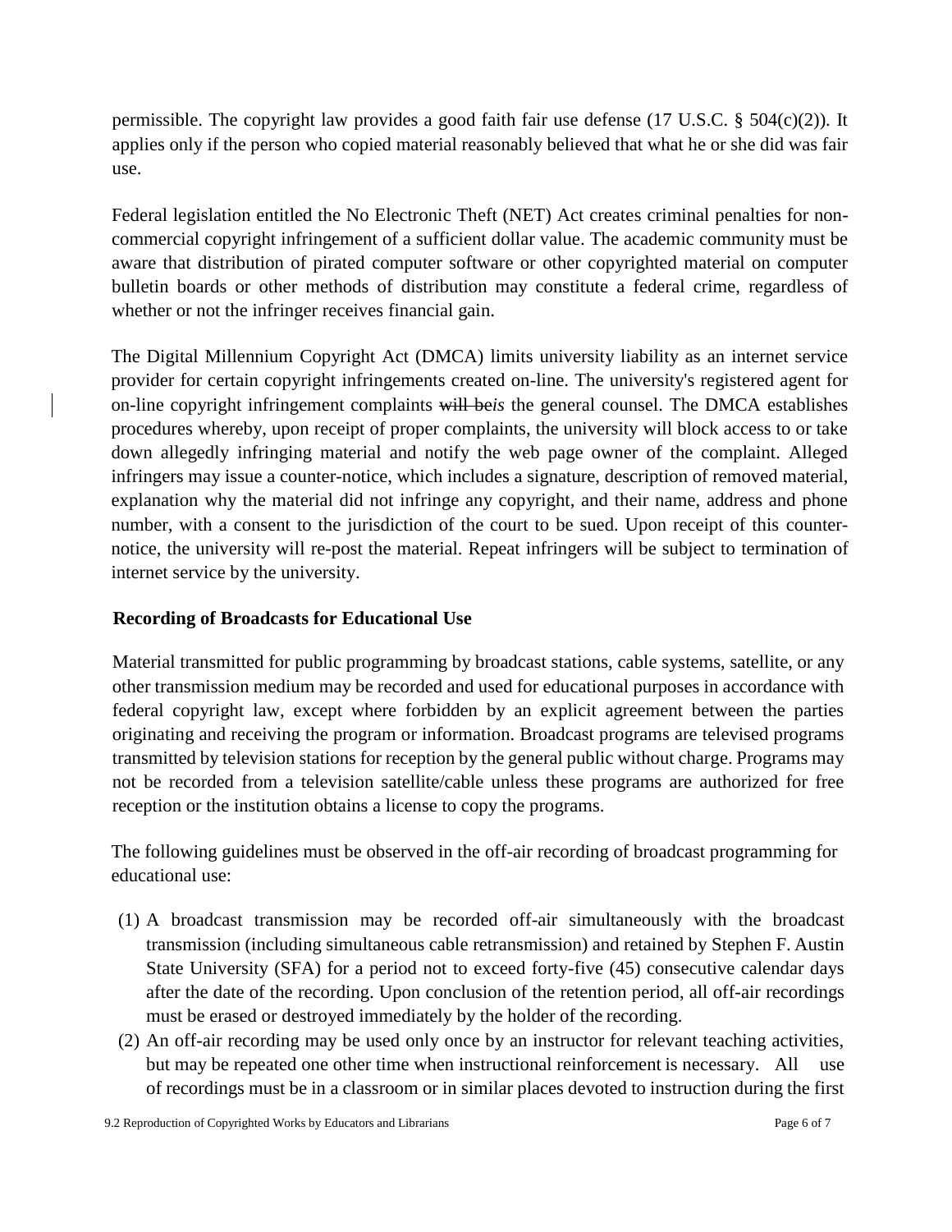permissible. The copyright law provides a good faith fair use defense (17 U.S.C. § 504(c)(2)). It applies only if the person who copied material reasonably believed that what he or she did was fair use.

Federal legislation entitled the No Electronic Theft (NET) Act creates criminal penalties for non-commercial copyright infringement of a sufficient dollar value. The academic community must be aware that distribution of pirated computer software or other copyrighted material on computer bulletin boards or other methods of distribution may constitute a federal crime, regardless of whether or not the infringer receives financial gain.

The Digital Millennium Copyright Act (DMCA) limits university liability as an internet service provider for certain copyright infringements created on-line. The university's registered agent for on-line copyright infringement complaints ~~will be~~*is* the general counsel. The DMCA establishes procedures whereby, upon receipt of proper complaints, the university will block access to or take down allegedly infringing material and notify the web page owner of the complaint. Alleged infringers may issue a counter-notice, which includes a signature, description of removed material, explanation why the material did not infringe any copyright, and their name, address and phone number, with a consent to the jurisdiction of the court to be sued. Upon receipt of this counter-notice, the university will re-post the material. Repeat infringers will be subject to termination of internet service by the university.

**Recording of Broadcasts for Educational Use**

Material transmitted for public programming by broadcast stations, cable systems, satellite, or any other transmission medium may be recorded and used for educational purposes in accordance with federal copyright law, except where forbidden by an explicit agreement between the parties originating and receiving the program or information. Broadcast programs are televised programs transmitted by television stations for reception by the general public without charge. Programs may not be recorded from a television satellite/cable unless these programs are authorized for free reception or the institution obtains a license to copy the programs.

The following guidelines must be observed in the off-air recording of broadcast programming for educational use:

(1) A broadcast transmission may be recorded off-air simultaneously with the broadcast transmission (including simultaneous cable retransmission) and retained by Stephen F. Austin State University (SFA) for a period not to exceed forty-five (45) consecutive calendar days after the date of the recording. Upon conclusion of the retention period, all off-air recordings must be erased or destroyed immediately by the holder of the recording.

(2) An off-air recording may be used only once by an instructor for relevant teaching activities, but may be repeated one other time when instructional reinforcement is necessary. All use of recordings must be in a classroom or in similar places devoted to instruction during the first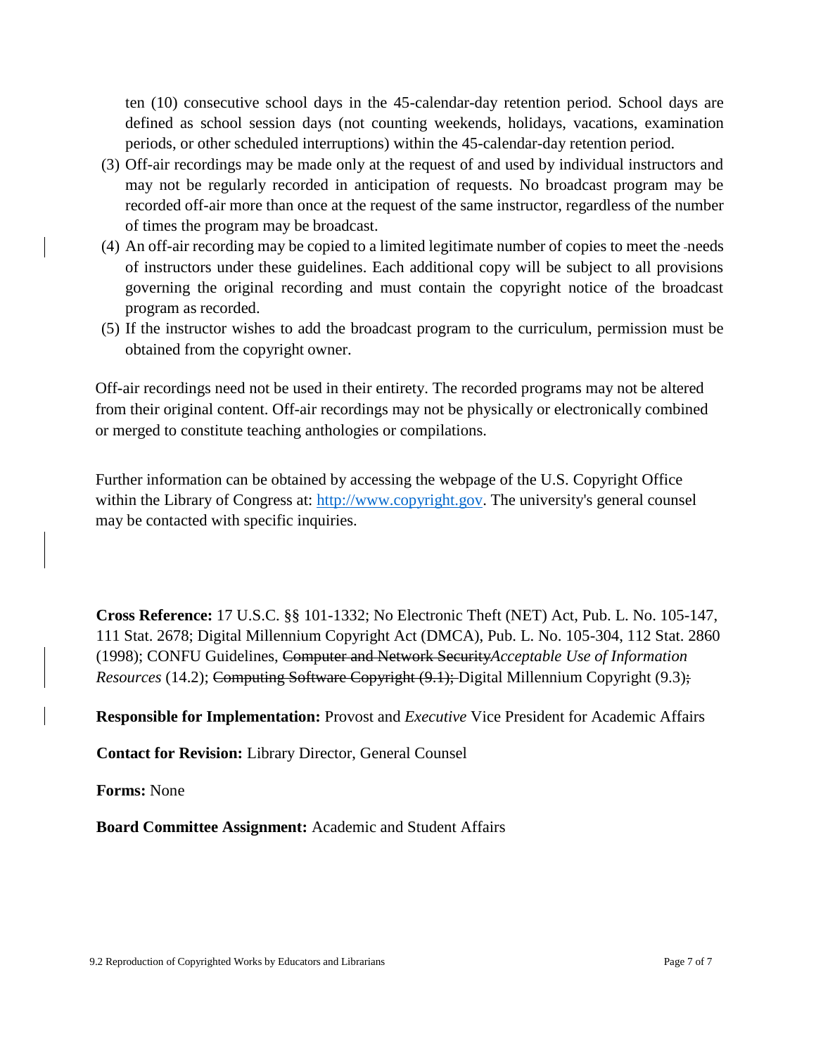ten (10) consecutive school days in the 45-calendar-day retention period. School days are defined as school session days (not counting weekends, holidays, vacations, examination periods, or other scheduled interruptions) within the 45-calendar-day retention period.

(3) Off-air recordings may be made only at the request of and used by individual instructors and may not be regularly recorded in anticipation of requests. No broadcast program may be recorded off-air more than once at the request of the same instructor, regardless of the number of times the program may be broadcast.

(4) An off-air recording may be copied to a limited legitimate number of copies to meet the needs of instructors under these guidelines. Each additional copy will be subject to all provisions governing the original recording and must contain the copyright notice of the broadcast program as recorded.

(5) If the instructor wishes to add the broadcast program to the curriculum, permission must be obtained from the copyright owner.

Off-air recordings need not be used in their entirety. The recorded programs may not be altered from their original content. Off-air recordings may not be physically or electronically combined or merged to constitute teaching anthologies or compilations.

Further information can be obtained by accessing the webpage of the U.S. Copyright Office within the Library of Congress at: http://www.copyright.gov. The university's general counsel may be contacted with specific inquiries.

**Cross Reference:** 17 U.S.C. §§ 101-1332; No Electronic Theft (NET) Act, Pub. L. No. 105-147, 111 Stat. 2678; Digital Millennium Copyright Act (DMCA), Pub. L. No. 105-304, 112 Stat. 2860 (1998); CONFU Guidelines, ~~Computer and Network Security~~*Acceptable Use of Information Resources* (14.2); ~~Computing Software Copyright (9.1);~~ Digital Millennium Copyright (9.3)~~;~~

**Responsible for Implementation:** Provost and *Executive* Vice President for Academic Affairs

**Contact for Revision:** Library Director, General Counsel

**Forms:** None

**Board Committee Assignment:** Academic and Student Affairs